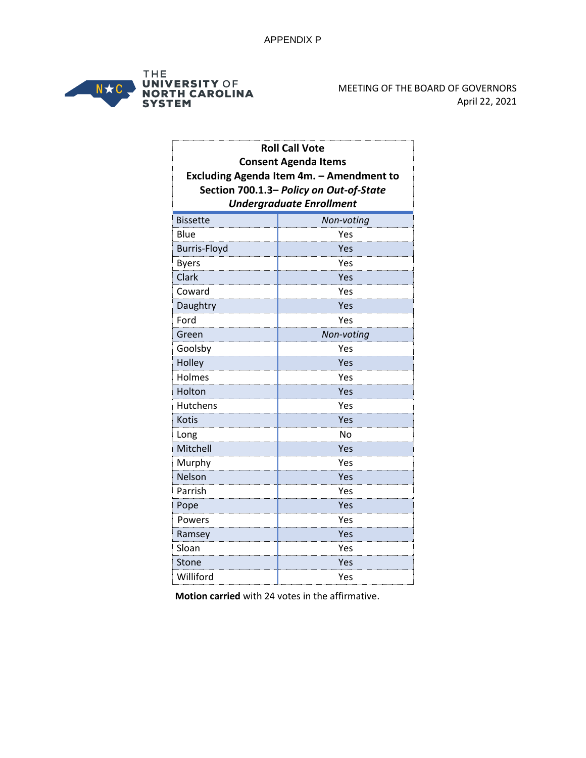APPENDIX P

THE UNIVERSITY OF NORTH CAROLINA SYSTEM

MEETING OF THE BOARD OF GOVERNORS
April 22, 2021

| **Roll Call Vote**<br>**Consent Agenda Items**<br>**Excluding Agenda Item 4m. – Amendment to Section 700.1.3– *Policy on Out-of-State Undergraduate Enrollment*** | |
|---|---|
| Bissette | *Non-voting* |
| Blue | Yes |
| Burris-Floyd | Yes |
| Byers | Yes |
| Clark | Yes |
| Coward | Yes |
| Daughtry | Yes |
| Ford | Yes |
| Green | *Non-voting* |
| Goolsby | Yes |
| Holley | Yes |
| Holmes | Yes |
| Holton | Yes |
| Hutchens | Yes |
| Kotis | Yes |
| Long | No |
| Mitchell | Yes |
| Murphy | Yes |
| Nelson | Yes |
| Parrish | Yes |
| Pope | Yes |
| Powers | Yes |
| Ramsey | Yes |
| Sloan | Yes |
| Stone | Yes |
| Williford | Yes |

**Motion carried** with 24 votes in the affirmative.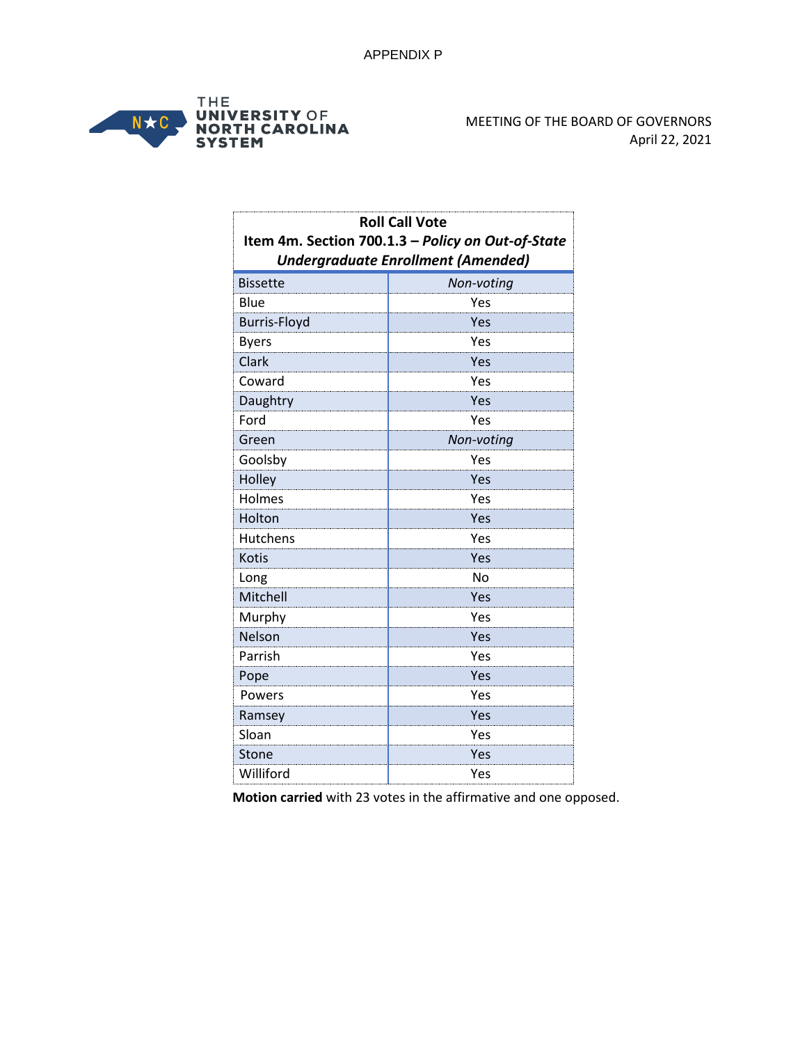APPENDIX P

THE UNIVERSITY OF NORTH CAROLINA SYSTEM

MEETING OF THE BOARD OF GOVERNORS
April 22, 2021

**Roll Call Vote**
**Item 4m. Section 700.1.3 – *Policy on Out-of-State Undergraduate Enrollment (Amended)***

| Member | Vote |
|---|---|
| Bissette | *Non-voting* |
| Blue | Yes |
| Burris-Floyd | Yes |
| Byers | Yes |
| Clark | Yes |
| Coward | Yes |
| Daughtry | Yes |
| Ford | Yes |
| Green | *Non-voting* |
| Goolsby | Yes |
| Holley | Yes |
| Holmes | Yes |
| Holton | Yes |
| Hutchens | Yes |
| Kotis | Yes |
| Long | No |
| Mitchell | Yes |
| Murphy | Yes |
| Nelson | Yes |
| Parrish | Yes |
| Pope | Yes |
| Powers | Yes |
| Ramsey | Yes |
| Sloan | Yes |
| Stone | Yes |
| Williford | Yes |

**Motion carried** with 23 votes in the affirmative and one opposed.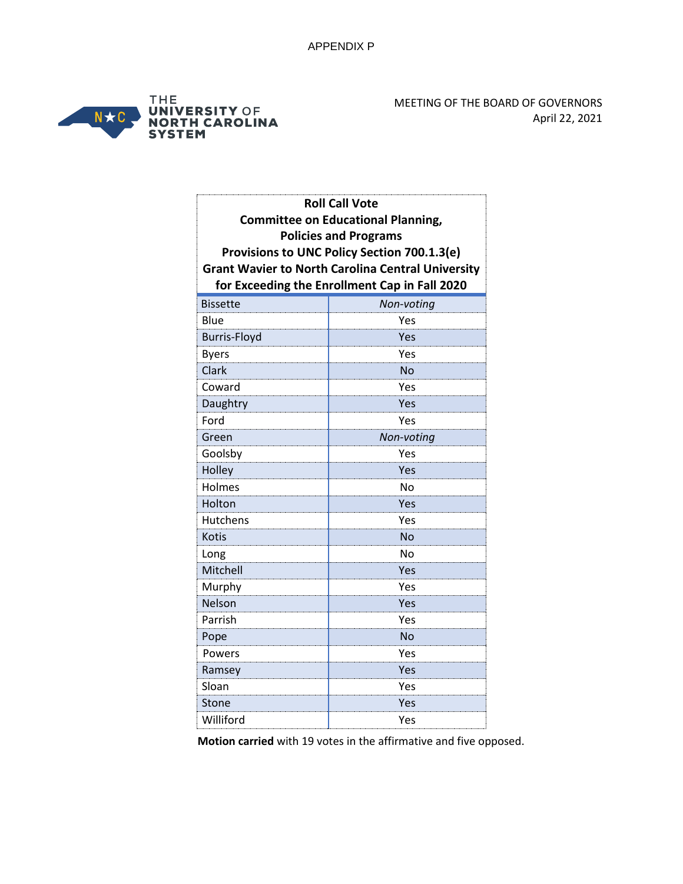APPENDIX P

THE UNIVERSITY OF NORTH CAROLINA SYSTEM

MEETING OF THE BOARD OF GOVERNORS
April 22, 2021

| **Roll Call Vote Committee on Educational Planning, Policies and Programs Provisions to UNC Policy Section 700.1.3(e) Grant Wavier to North Carolina Central University for Exceeding the Enrollment Cap in Fall 2020** | |
|---|---|
| Bissette | *Non-voting* |
| Blue | Yes |
| Burris-Floyd | Yes |
| Byers | Yes |
| Clark | No |
| Coward | Yes |
| Daughtry | Yes |
| Ford | Yes |
| Green | *Non-voting* |
| Goolsby | Yes |
| Holley | Yes |
| Holmes | No |
| Holton | Yes |
| Hutchens | Yes |
| Kotis | No |
| Long | No |
| Mitchell | Yes |
| Murphy | Yes |
| Nelson | Yes |
| Parrish | Yes |
| Pope | No |
| Powers | Yes |
| Ramsey | Yes |
| Sloan | Yes |
| Stone | Yes |
| Williford | Yes |

**Motion carried** with 19 votes in the affirmative and five opposed.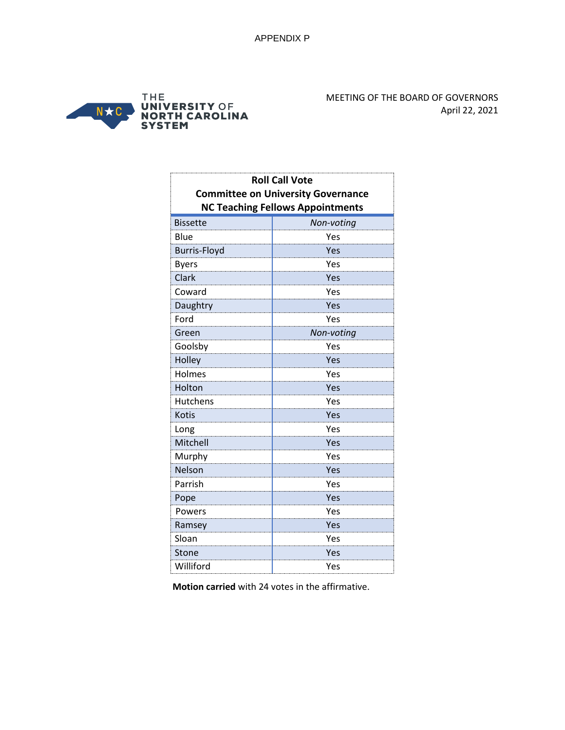APPENDIX P

THE UNIVERSITY OF NORTH CAROLINA SYSTEM

MEETING OF THE BOARD OF GOVERNORS
April 22, 2021

| Roll Call Vote<br>Committee on University Governance<br>NC Teaching Fellows Appointments | |
|---|---|
| Bissette | *Non-voting* |
| Blue | Yes |
| Burris-Floyd | Yes |
| Byers | Yes |
| Clark | Yes |
| Coward | Yes |
| Daughtry | Yes |
| Ford | Yes |
| Green | *Non-voting* |
| Goolsby | Yes |
| Holley | Yes |
| Holmes | Yes |
| Holton | Yes |
| Hutchens | Yes |
| Kotis | Yes |
| Long | Yes |
| Mitchell | Yes |
| Murphy | Yes |
| Nelson | Yes |
| Parrish | Yes |
| Pope | Yes |
| Powers | Yes |
| Ramsey | Yes |
| Sloan | Yes |
| Stone | Yes |
| Williford | Yes |

**Motion carried** with 24 votes in the affirmative.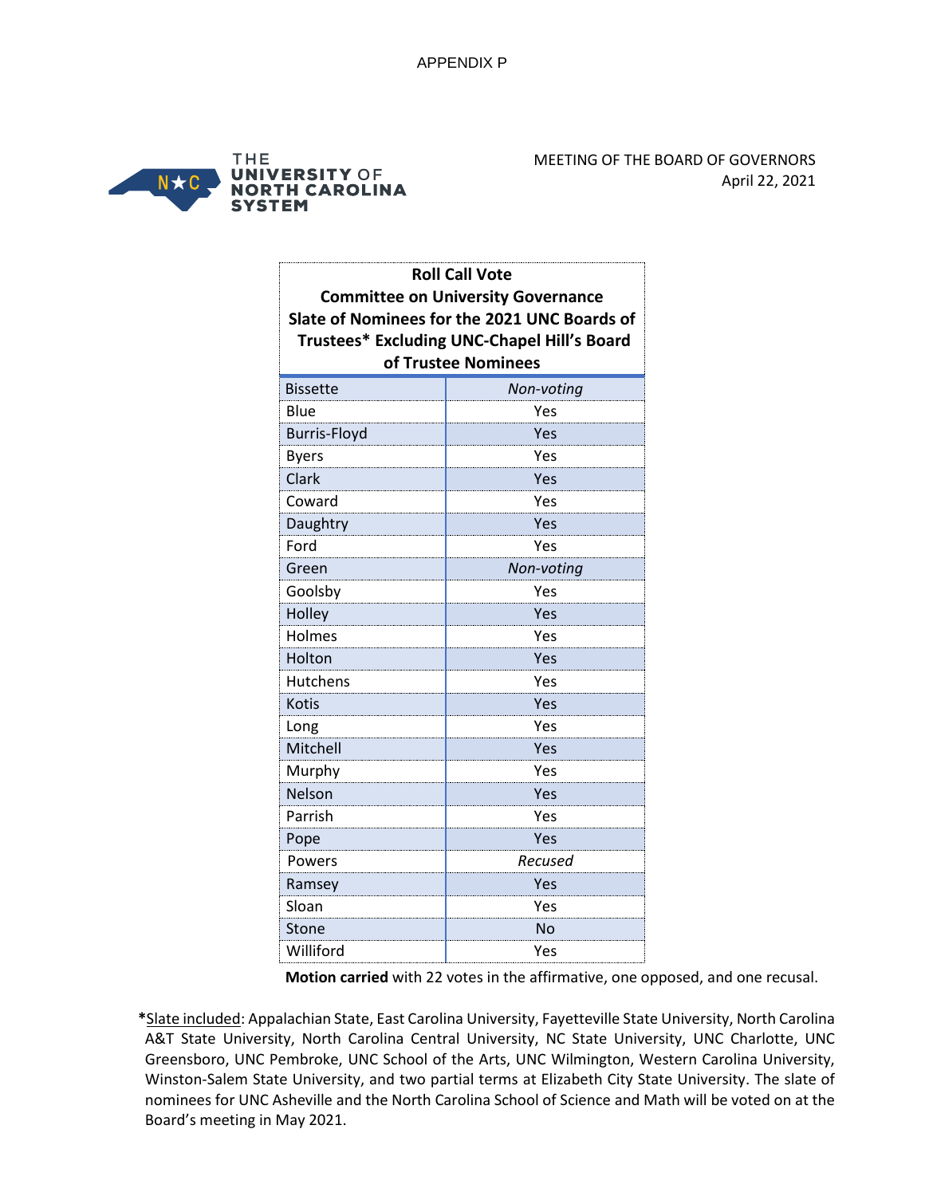APPENDIX P

THE UNIVERSITY OF NORTH CAROLINA SYSTEM

MEETING OF THE BOARD OF GOVERNORS
April 22, 2021

| **Roll Call Vote Committee on University Governance Slate of Nominees for the 2021 UNC Boards of Trustees* Excluding UNC-Chapel Hill's Board of Trustee Nominees** | |
|---|---|
| Bissette | *Non-voting* |
| Blue | Yes |
| Burris-Floyd | Yes |
| Byers | Yes |
| Clark | Yes |
| Coward | Yes |
| Daughtry | Yes |
| Ford | Yes |
| Green | *Non-voting* |
| Goolsby | Yes |
| Holley | Yes |
| Holmes | Yes |
| Holton | Yes |
| Hutchens | Yes |
| Kotis | Yes |
| Long | Yes |
| Mitchell | Yes |
| Murphy | Yes |
| Nelson | Yes |
| Parrish | Yes |
| Pope | Yes |
| Powers | *Recused* |
| Ramsey | Yes |
| Sloan | Yes |
| Stone | No |
| Williford | Yes |

**Motion carried** with 22 votes in the affirmative, one opposed, and one recusal.

***Slate included**: Appalachian State, East Carolina University, Fayetteville State University, North Carolina A&T State University, North Carolina Central University, NC State University, UNC Charlotte, UNC Greensboro, UNC Pembroke, UNC School of the Arts, UNC Wilmington, Western Carolina University, Winston-Salem State University, and two partial terms at Elizabeth City State University. The slate of nominees for UNC Asheville and the North Carolina School of Science and Math will be voted on at the Board's meeting in May 2021.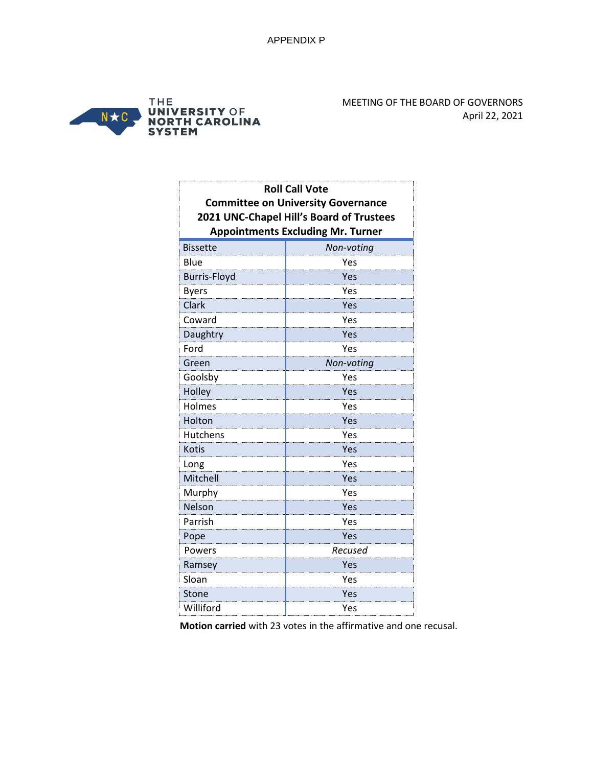APPENDIX P

THE UNIVERSITY OF NORTH CAROLINA SYSTEM

MEETING OF THE BOARD OF GOVERNORS
April 22, 2021

| Roll Call Vote<br>Committee on University Governance<br>2021 UNC-Chapel Hill's Board of Trustees<br>Appointments Excluding Mr. Turner | |
|---|---|
| Bissette | *Non-voting* |
| Blue | Yes |
| Burris-Floyd | Yes |
| Byers | Yes |
| Clark | Yes |
| Coward | Yes |
| Daughtry | Yes |
| Ford | Yes |
| Green | *Non-voting* |
| Goolsby | Yes |
| Holley | Yes |
| Holmes | Yes |
| Holton | Yes |
| Hutchens | Yes |
| Kotis | Yes |
| Long | Yes |
| Mitchell | Yes |
| Murphy | Yes |
| Nelson | Yes |
| Parrish | Yes |
| Pope | Yes |
| Powers | *Recused* |
| Ramsey | Yes |
| Sloan | Yes |
| Stone | Yes |
| Williford | Yes |

**Motion carried** with 23 votes in the affirmative and one recusal.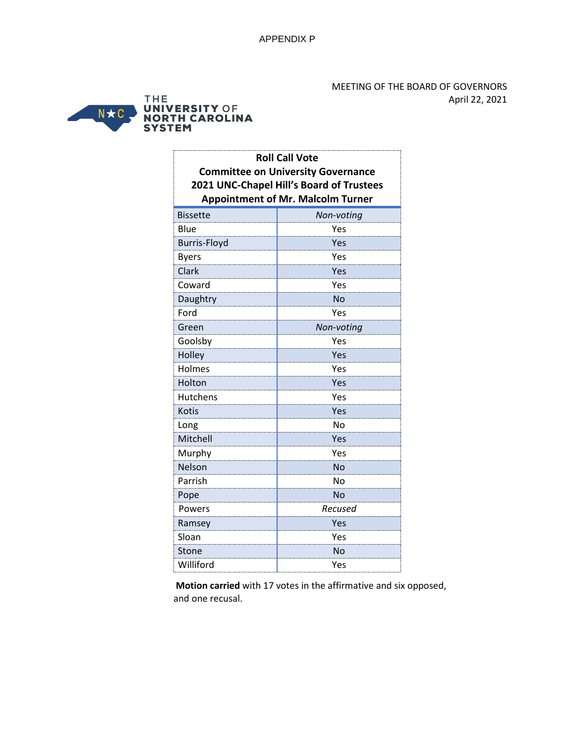APPENDIX P

MEETING OF THE BOARD OF GOVERNORS
April 22, 2021

THE UNIVERSITY OF NORTH CAROLINA SYSTEM

| **Roll Call Vote<br>Committee on University Governance<br>2021 UNC-Chapel Hill's Board of Trustees<br>Appointment of Mr. Malcolm Turner** | |
|---|---|
| Bissette | *Non-voting* |
| Blue | Yes |
| Burris-Floyd | Yes |
| Byers | Yes |
| Clark | Yes |
| Coward | Yes |
| Daughtry | No |
| Ford | Yes |
| Green | *Non-voting* |
| Goolsby | Yes |
| Holley | Yes |
| Holmes | Yes |
| Holton | Yes |
| Hutchens | Yes |
| Kotis | Yes |
| Long | No |
| Mitchell | Yes |
| Murphy | Yes |
| Nelson | No |
| Parrish | No |
| Pope | No |
| Powers | *Recused* |
| Ramsey | Yes |
| Sloan | Yes |
| Stone | No |
| Williford | Yes |

**Motion carried** with 17 votes in the affirmative and six opposed, and one recusal.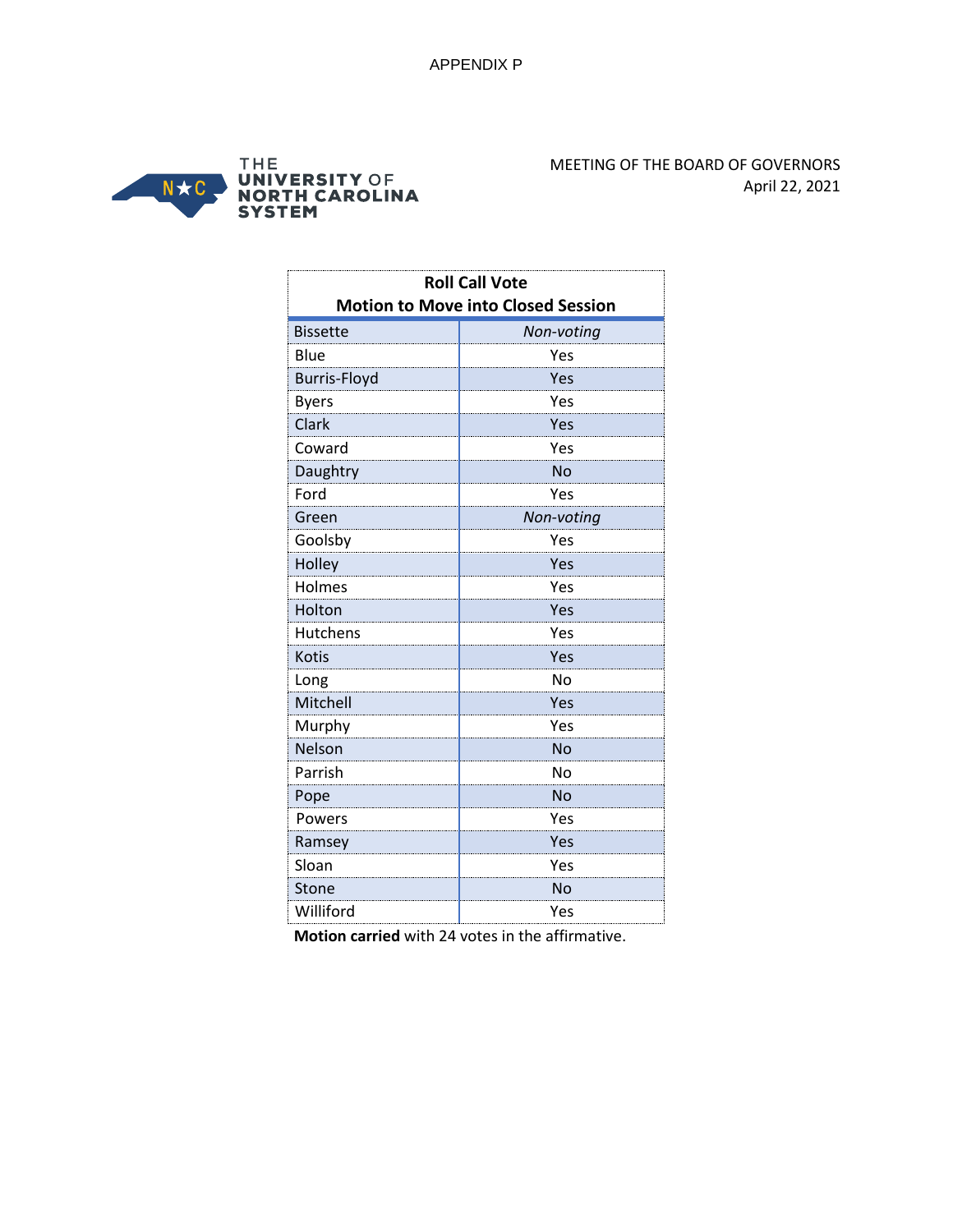APPENDIX P

THE UNIVERSITY OF NORTH CAROLINA SYSTEM

MEETING OF THE BOARD OF GOVERNORS
April 22, 2021

**Roll Call Vote**
**Motion to Move into Closed Session**

| | |
|---|---|
| Bissette | *Non-voting* |
| Blue | Yes |
| Burris-Floyd | Yes |
| Byers | Yes |
| Clark | Yes |
| Coward | Yes |
| Daughtry | No |
| Ford | Yes |
| Green | *Non-voting* |
| Goolsby | Yes |
| Holley | Yes |
| Holmes | Yes |
| Holton | Yes |
| Hutchens | Yes |
| Kotis | Yes |
| Long | No |
| Mitchell | Yes |
| Murphy | Yes |
| Nelson | No |
| Parrish | No |
| Pope | No |
| Powers | Yes |
| Ramsey | Yes |
| Sloan | Yes |
| Stone | No |
| Williford | Yes |

**Motion carried** with 24 votes in the affirmative.